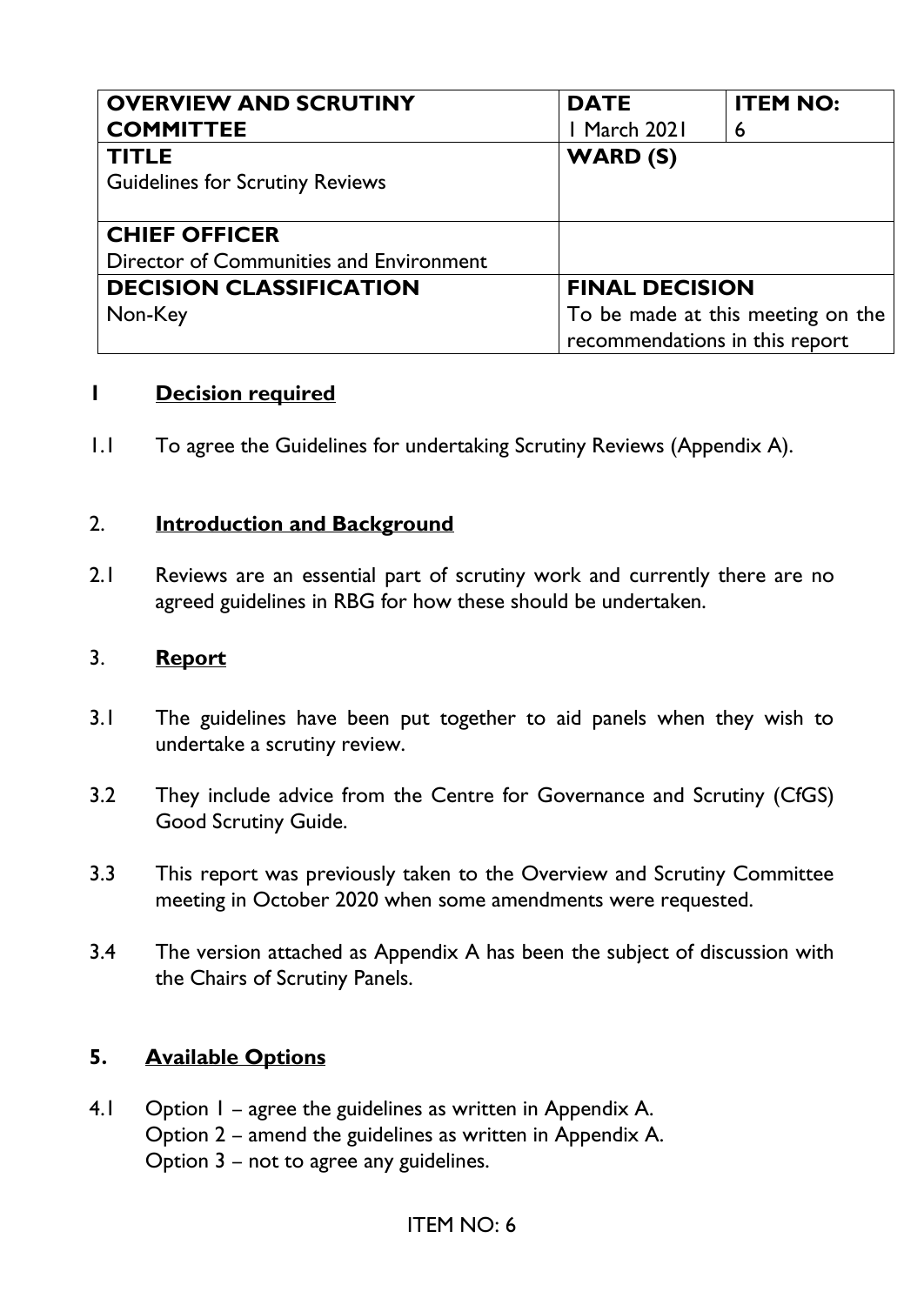| **OVERVIEW AND SCRUTINY COMMITTEE** | **DATE**<br>1 March 2021 | **ITEM NO:**<br>6 |
|---|---|---|
| **TITLE**<br>Guidelines for Scrutiny Reviews | **WARD (S)** | |
| **CHIEF OFFICER**<br>Director of Communities and Environment | | |
| **DECISION CLASSIFICATION**<br>Non-Key | **FINAL DECISION**<br>To be made at this meeting on the recommendations in this report | |

## 1 Decision required

1.1 To agree the Guidelines for undertaking Scrutiny Reviews (Appendix A).

## 2. Introduction and Background

2.1 Reviews are an essential part of scrutiny work and currently there are no agreed guidelines in RBG for how these should be undertaken.

## 3. Report

3.1 The guidelines have been put together to aid panels when they wish to undertake a scrutiny review.

3.2 They include advice from the Centre for Governance and Scrutiny (CfGS) Good Scrutiny Guide.

3.3 This report was previously taken to the Overview and Scrutiny Committee meeting in October 2020 when some amendments were requested.

3.4 The version attached as Appendix A has been the subject of discussion with the Chairs of Scrutiny Panels.

## 5. Available Options

4.1 Option 1 – agree the guidelines as written in Appendix A.
Option 2 – amend the guidelines as written in Appendix A.
Option 3 – not to agree any guidelines.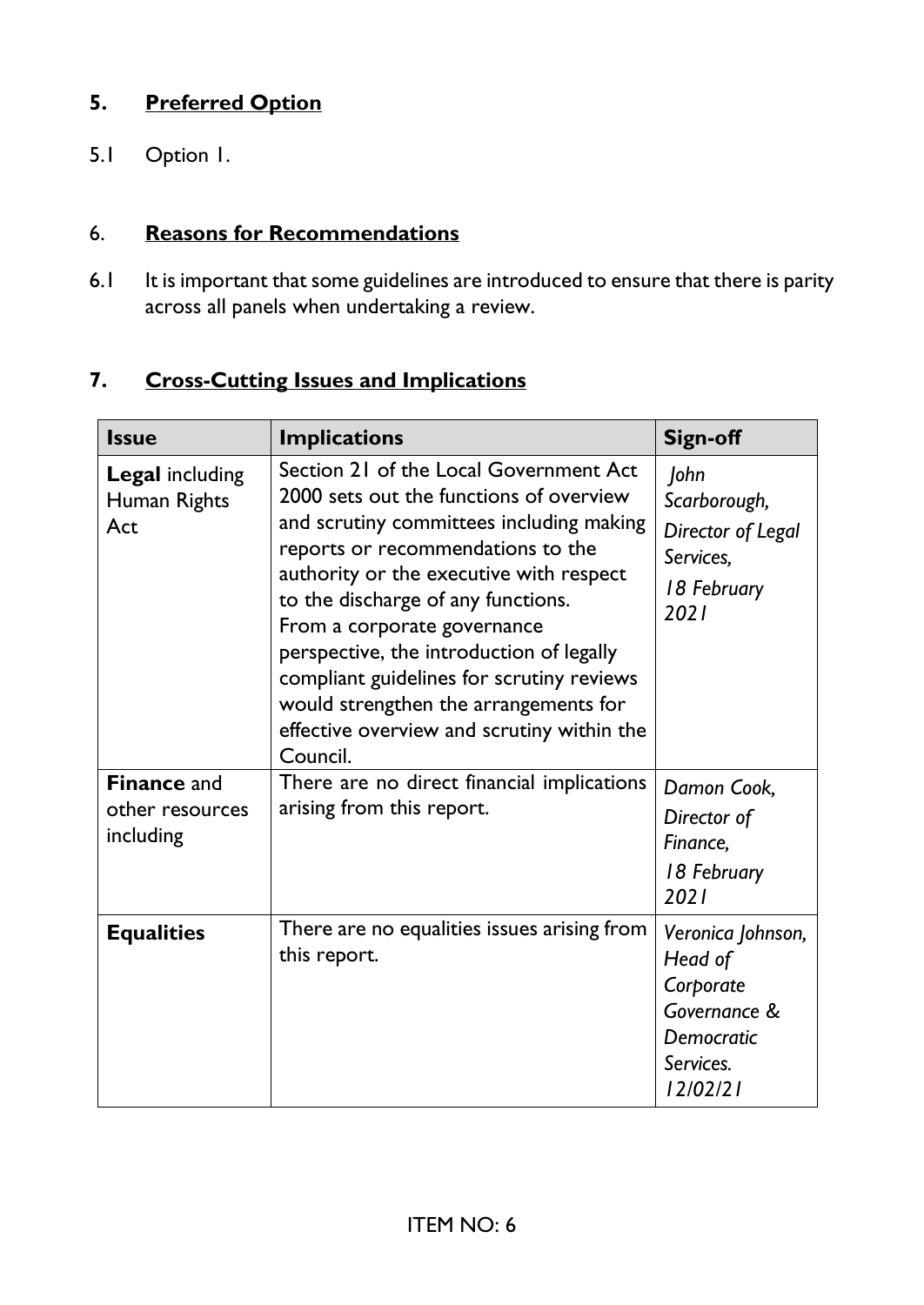## 5. Preferred Option

5.1 Option 1.

## 6. Reasons for Recommendations

6.1 It is important that some guidelines are introduced to ensure that there is parity across all panels when undertaking a review.

## 7. Cross-Cutting Issues and Implications

| Issue | Implications | Sign-off |
|---|---|---|
| **Legal** including Human Rights Act | Section 21 of the Local Government Act 2000 sets out the functions of overview and scrutiny committees including making reports or recommendations to the authority or the executive with respect to the discharge of any functions. From a corporate governance perspective, the introduction of legally compliant guidelines for scrutiny reviews would strengthen the arrangements for effective overview and scrutiny within the Council. | *John Scarborough, Director of Legal Services, 18 February 2021* |
| **Finance** and other resources including | There are no direct financial implications arising from this report. | *Damon Cook, Director of Finance, 18 February 2021* |
| **Equalities** | There are no equalities issues arising from this report. | *Veronica Johnson, Head of Corporate Governance & Democratic Services. 12/02/21* |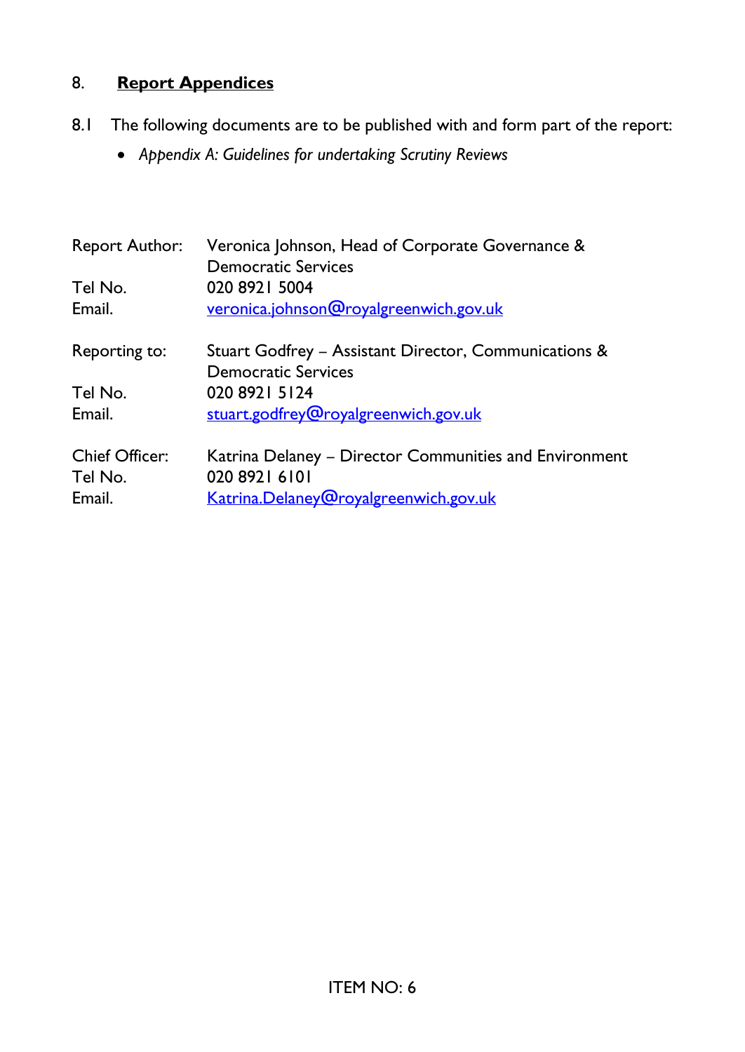## 8. **Report Appendices**

8.1 The following documents are to be published with and form part of the report:

- *Appendix A: Guidelines for undertaking Scrutiny Reviews*

| | |
|---|---|
| Report Author: | Veronica Johnson, Head of Corporate Governance & Democratic Services |
| Tel No. | 020 8921 5004 |
| Email. | veronica.johnson@royalgreenwich.gov.uk |
| Reporting to: | Stuart Godfrey – Assistant Director, Communications & Democratic Services |
| Tel No. | 020 8921 5124 |
| Email. | stuart.godfrey@royalgreenwich.gov.uk |
| Chief Officer: | Katrina Delaney – Director Communities and Environment |
| Tel No. | 020 8921 6101 |
| Email. | Katrina.Delaney@royalgreenwich.gov.uk |

ITEM NO: 6